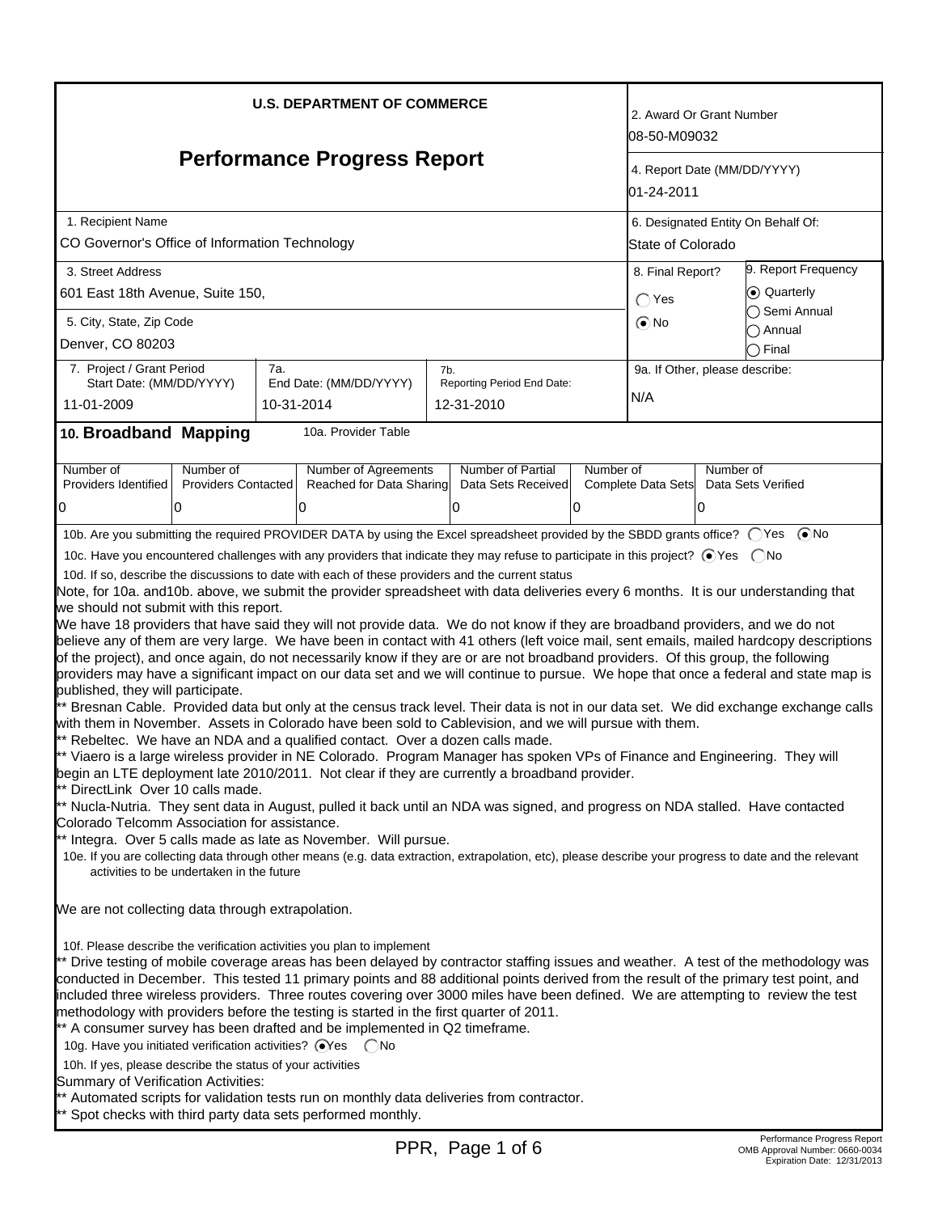**U.S. DEPARTMENT OF COMMERCE**

# Performance Progress Report

| | |
|---|---|
| 2. Award Or Grant Number | 08-50-M09032 |
| 4. Report Date (MM/DD/YYYY) | 01-24-2011 |
| 1. Recipient Name | CO Governor's Office of Information Technology |
| 6. Designated Entity On Behalf Of: | State of Colorado |
| 3. Street Address | 601 East 18th Avenue, Suite 150, |
| 5. City, State, Zip Code | Denver, CO 80203 |
| 8. Final Report? | ( ) Yes (•) No |
| 9. Report Frequency | (•) Quarterly ( ) Semi Annual ( ) Annual ( ) Final |
| 7. Project / Grant Period Start Date: (MM/DD/YYYY) | 11-01-2009 |
| 7a. End Date: (MM/DD/YYYY) | 10-31-2014 |
| 7b. Reporting Period End Date: | 12-31-2010 |
| 9a. If Other, please describe: | N/A |

## 10. Broadband Mapping

10a. Provider Table

| Number of Providers Identified | Number of Providers Contacted | Number of Agreements Reached for Data Sharing | Number of Partial Data Sets Received | Number of Complete Data Sets | Number of Data Sets Verified |
|---|---|---|---|---|---|
| 0 | 0 | 0 | 0 | 0 | 0 |

10b. Are you submitting the required PROVIDER DATA by using the Excel spreadsheet provided by the SBDD grants office? ( ) Yes (•) No

10c. Have you encountered challenges with any providers that indicate they may refuse to participate in this project? (•) Yes ( ) No

10d. If so, describe the discussions to date with each of these providers and the current status

Note, for 10a. and10b. above, we submit the provider spreadsheet with data deliveries every 6 months. It is our understanding that we should not submit with this report.

We have 18 providers that have said they will not provide data. We do not know if they are broadband providers, and we do not believe any of them are very large. We have been in contact with 41 others (left voice mail, sent emails, mailed hardcopy descriptions of the project), and once again, do not necessarily know if they are or are not broadband providers. Of this group, the following providers may have a significant impact on our data set and we will continue to pursue. We hope that once a federal and state map is published, they will participate.

** Bresnan Cable. Provided data but only at the census track level. Their data is not in our data set. We did exchange exchange calls with them in November. Assets in Colorado have been sold to Cablevision, and we will pursue with them.

** Rebeltec. We have an NDA and a qualified contact. Over a dozen calls made.

** Viaero is a large wireless provider in NE Colorado. Program Manager has spoken VPs of Finance and Engineering. They will begin an LTE deployment late 2010/2011. Not clear if they are currently a broadband provider.

** DirectLink Over 10 calls made.

** Nucla-Nutria. They sent data in August, pulled it back until an NDA was signed, and progress on NDA stalled. Have contacted Colorado Telcomm Association for assistance.

** Integra. Over 5 calls made as late as November. Will pursue.

10e. If you are collecting data through other means (e.g. data extraction, extrapolation, etc), please describe your progress to date and the relevant activities to be undertaken in the future

We are not collecting data through extrapolation.

10f. Please describe the verification activities you plan to implement

** Drive testing of mobile coverage areas has been delayed by contractor staffing issues and weather. A test of the methodology was conducted in December. This tested 11 primary points and 88 additional points derived from the result of the primary test point, and included three wireless providers. Three routes covering over 3000 miles have been defined. We are attempting to review the test methodology with providers before the testing is started in the first quarter of 2011.

** A consumer survey has been drafted and be implemented in Q2 timeframe.

10g. Have you initiated verification activities? (•) Yes ( ) No

10h. If yes, please describe the status of your activities

Summary of Verification Activities:

** Automated scripts for validation tests run on monthly data deliveries from contractor.

** Spot checks with third party data sets performed monthly.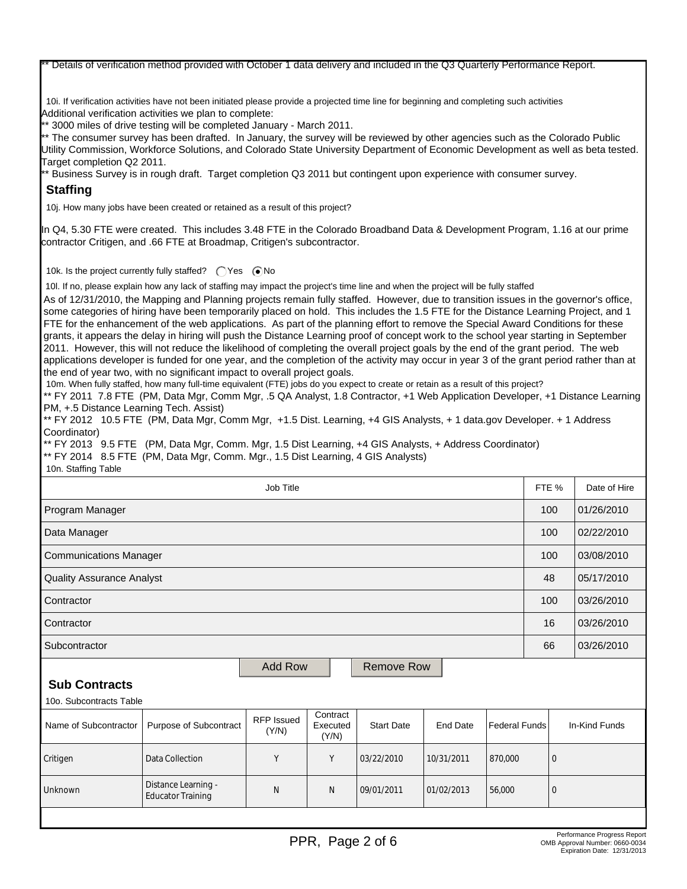** Details of verification method provided with October 1 data delivery and included in the Q3 Quarterly Performance Report.

10i. If verification activities have not been initiated please provide a projected time line for beginning and completing such activities

Additional verification activities we plan to complete:
** 3000 miles of drive testing will be completed January - March 2011.
** The consumer survey has been drafted. In January, the survey will be reviewed by other agencies such as the Colorado Public Utility Commission, Workforce Solutions, and Colorado State University Department of Economic Development as well as beta tested. Target completion Q2 2011.
** Business Survey is in rough draft. Target completion Q3 2011 but contingent upon experience with consumer survey.

## Staffing

10j. How many jobs have been created or retained as a result of this project?

In Q4, 5.30 FTE were created. This includes 3.48 FTE in the Colorado Broadband Data & Development Program, 1.16 at our prime contractor Critigen, and .66 FTE at Broadmap, Critigen's subcontractor.

10k. Is the project currently fully staffed? ◯ Yes ◉ No

10l. If no, please explain how any lack of staffing may impact the project's time line and when the project will be fully staffed

As of 12/31/2010, the Mapping and Planning projects remain fully staffed. However, due to transition issues in the governor's office, some categories of hiring have been temporarily placed on hold. This includes the 1.5 FTE for the Distance Learning Project, and 1 FTE for the enhancement of the web applications. As part of the planning effort to remove the Special Award Conditions for these grants, it appears the delay in hiring will push the Distance Learning proof of concept work to the school year starting in September 2011. However, this will not reduce the likelihood of completing the overall project goals by the end of the grant period. The web applications developer is funded for one year, and the completion of the activity may occur in year 3 of the grant period rather than at the end of year two, with no significant impact to overall project goals.

10m. When fully staffed, how many full-time equivalent (FTE) jobs do you expect to create or retain as a result of this project?

** FY 2011 7.8 FTE (PM, Data Mgr, Comm Mgr, .5 QA Analyst, 1.8 Contractor, +1 Web Application Developer, +1 Distance Learning PM, +.5 Distance Learning Tech. Assist)
** FY 2012 10.5 FTE (PM, Data Mgr, Comm Mgr, +1.5 Dist. Learning, +4 GIS Analysts, + 1 data.gov Developer. + 1 Address Coordinator)
** FY 2013 9.5 FTE (PM, Data Mgr, Comm. Mgr, 1.5 Dist Learning, +4 GIS Analysts, + Address Coordinator)
** FY 2014 8.5 FTE (PM, Data Mgr, Comm. Mgr., 1.5 Dist Learning, 4 GIS Analysts)

10n. Staffing Table

| Job Title | FTE % | Date of Hire |
|---|---|---|
| Program Manager | 100 | 01/26/2010 |
| Data Manager | 100 | 02/22/2010 |
| Communications Manager | 100 | 03/08/2010 |
| Quality Assurance Analyst | 48 | 05/17/2010 |
| Contractor | 100 | 03/26/2010 |
| Contractor | 16 | 03/26/2010 |
| Subcontractor | 66 | 03/26/2010 |

## Sub Contracts

10o. Subcontracts Table

| Name of Subcontractor | Purpose of Subcontract | RFP Issued (Y/N) | Contract Executed (Y/N) | Start Date | End Date | Federal Funds | In-Kind Funds |
|---|---|---|---|---|---|---|---|
| Critigen | Data Collection | Y | Y | 03/22/2010 | 10/31/2011 | 870,000 | 0 |
| Unknown | Distance Learning - Educator Training | N | N | 09/01/2011 | 01/02/2013 | 56,000 | 0 |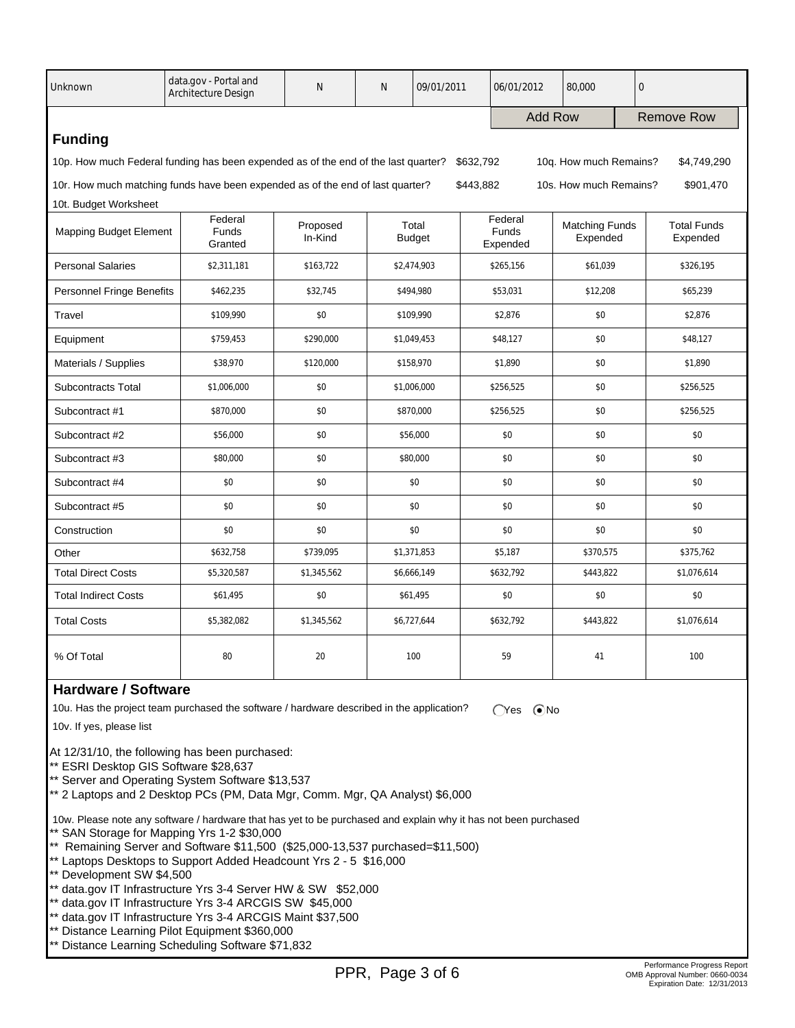| Unknown | data.gov - Portal and Architecture Design | N | N | 09/01/2011 | 06/01/2012 | 80,000 | 0 |
|---|---|---|---|---|---|---|---|

Add Row | Remove Row

## Funding

10p. How much Federal funding has been expended as of the end of the last quarter? $632,792 10q. How much Remains? $4,749,290

10r. How much matching funds have been expended as of the end of last quarter? $443,882 10s. How much Remains? $901,470

10t. Budget Worksheet

| Mapping Budget Element | Federal Funds Granted | Proposed In-Kind | Total Budget | Federal Funds Expended | Matching Funds Expended | Total Funds Expended |
|---|---|---|---|---|---|---|
| Personal Salaries | $2,311,181 | $163,722 | $2,474,903 | $265,156 | $61,039 | $326,195 |
| Personnel Fringe Benefits | $462,235 | $32,745 | $494,980 | $53,031 | $12,208 | $65,239 |
| Travel | $109,990 | $0 | $109,990 | $2,876 | $0 | $2,876 |
| Equipment | $759,453 | $290,000 | $1,049,453 | $48,127 | $0 | $48,127 |
| Materials / Supplies | $38,970 | $120,000 | $158,970 | $1,890 | $0 | $1,890 |
| Subcontracts Total | $1,006,000 | $0 | $1,006,000 | $256,525 | $0 | $256,525 |
| Subcontract #1 | $870,000 | $0 | $870,000 | $256,525 | $0 | $256,525 |
| Subcontract #2 | $56,000 | $0 | $56,000 | $0 | $0 | $0 |
| Subcontract #3 | $80,000 | $0 | $80,000 | $0 | $0 | $0 |
| Subcontract #4 | $0 | $0 | $0 | $0 | $0 | $0 |
| Subcontract #5 | $0 | $0 | $0 | $0 | $0 | $0 |
| Construction | $0 | $0 | $0 | $0 | $0 | $0 |
| Other | $632,758 | $739,095 | $1,371,853 | $5,187 | $370,575 | $375,762 |
| Total Direct Costs | $5,320,587 | $1,345,562 | $6,666,149 | $632,792 | $443,822 | $1,076,614 |
| Total Indirect Costs | $61,495 | $0 | $61,495 | $0 | $0 | $0 |
| Total Costs | $5,382,082 | $1,345,562 | $6,727,644 | $632,792 | $443,822 | $1,076,614 |
| % Of Total | 80 | 20 | 100 | 59 | 41 | 100 |

## Hardware / Software

10u. Has the project team purchased the software / hardware described in the application? ( ) Yes (•) No

10v. If yes, please list

At 12/31/10, the following has been purchased:
** ESRI Desktop GIS Software $28,637
** Server and Operating System Software $13,537
** 2 Laptops and 2 Desktop PCs (PM, Data Mgr, Comm. Mgr, QA Analyst) $6,000

10w. Please note any software / hardware that has yet to be purchased and explain why it has not been purchased
** SAN Storage for Mapping Yrs 1-2 $30,000
** Remaining Server and Software $11,500 ($25,000-13,537 purchased=$11,500)
** Laptops Desktops to Support Added Headcount Yrs 2 - 5 $16,000
** Development SW $4,500
** data.gov IT Infrastructure Yrs 3-4 Server HW & SW $52,000
** data.gov IT Infrastructure Yrs 3-4 ARCGIS SW $45,000
** data.gov IT Infrastructure Yrs 3-4 ARCGIS Maint $37,500
** Distance Learning Pilot Equipment $360,000
** Distance Learning Scheduling Software $71,832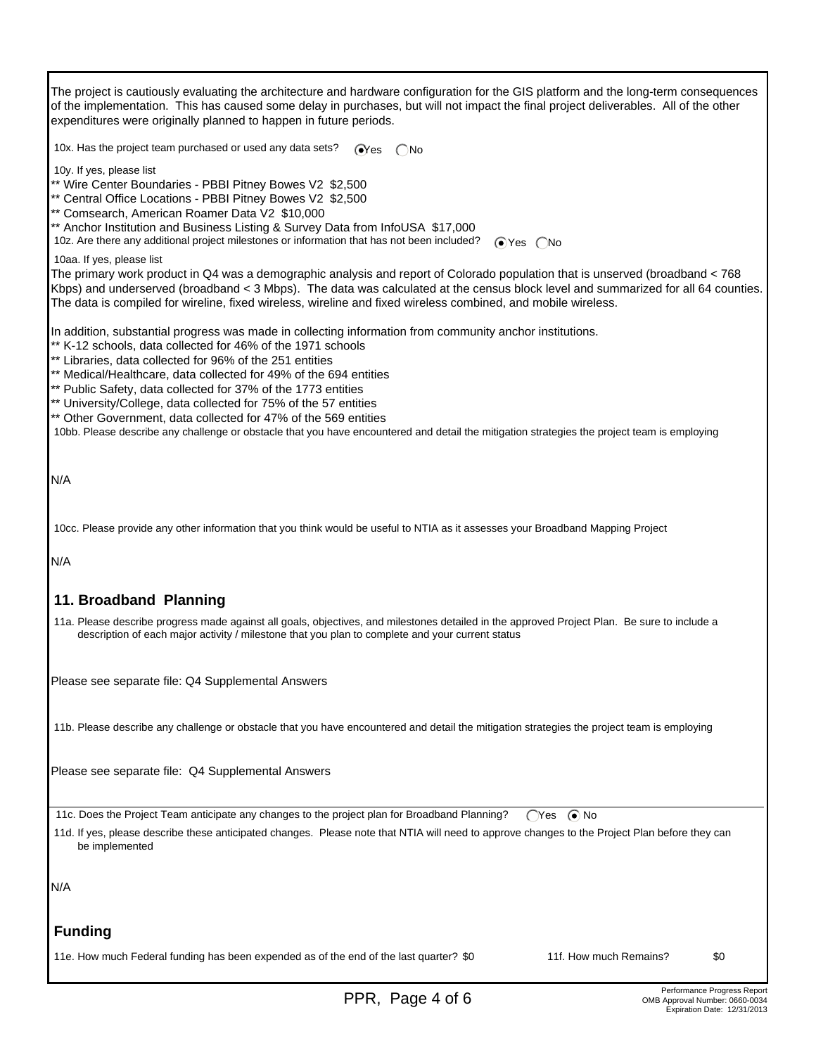The project is cautiously evaluating the architecture and hardware configuration for the GIS platform and the long-term consequences of the implementation. This has caused some delay in purchases, but will not impact the final project deliverables. All of the other expenditures were originally planned to happen in future periods.

10x. Has the project team purchased or used any data sets? (•) Yes ( ) No

10y. If yes, please list

** Wire Center Boundaries - PBBI Pitney Bowes V2 $2,500
** Central Office Locations - PBBI Pitney Bowes V2 $2,500
** Comsearch, American Roamer Data V2 $10,000
** Anchor Institution and Business Listing & Survey Data from InfoUSA $17,000

10z. Are there any additional project milestones or information that has not been included? (•) Yes ( ) No

10aa. If yes, please list

The primary work product in Q4 was a demographic analysis and report of Colorado population that is unserved (broadband < 768 Kbps) and underserved (broadband < 3 Mbps). The data was calculated at the census block level and summarized for all 64 counties. The data is compiled for wireline, fixed wireless, wireline and fixed wireless combined, and mobile wireless.

In addition, substantial progress was made in collecting information from community anchor institutions.

** K-12 schools, data collected for 46% of the 1971 schools
** Libraries, data collected for 96% of the 251 entities
** Medical/Healthcare, data collected for 49% of the 694 entities
** Public Safety, data collected for 37% of the 1773 entities
** University/College, data collected for 75% of the 57 entities
** Other Government, data collected for 47% of the 569 entities

10bb. Please describe any challenge or obstacle that you have encountered and detail the mitigation strategies the project team is employing

N/A

10cc. Please provide any other information that you think would be useful to NTIA as it assesses your Broadband Mapping Project

N/A

## 11. Broadband Planning

11a. Please describe progress made against all goals, objectives, and milestones detailed in the approved Project Plan. Be sure to include a description of each major activity / milestone that you plan to complete and your current status

Please see separate file: Q4 Supplemental Answers

11b. Please describe any challenge or obstacle that you have encountered and detail the mitigation strategies the project team is employing

Please see separate file: Q4 Supplemental Answers

11c. Does the Project Team anticipate any changes to the project plan for Broadband Planning? ( ) Yes (•) No

11d. If yes, please describe these anticipated changes. Please note that NTIA will need to approve changes to the Project Plan before they can be implemented

N/A

## Funding

11e. How much Federal funding has been expended as of the end of the last quarter? $0

11f. How much Remains? $0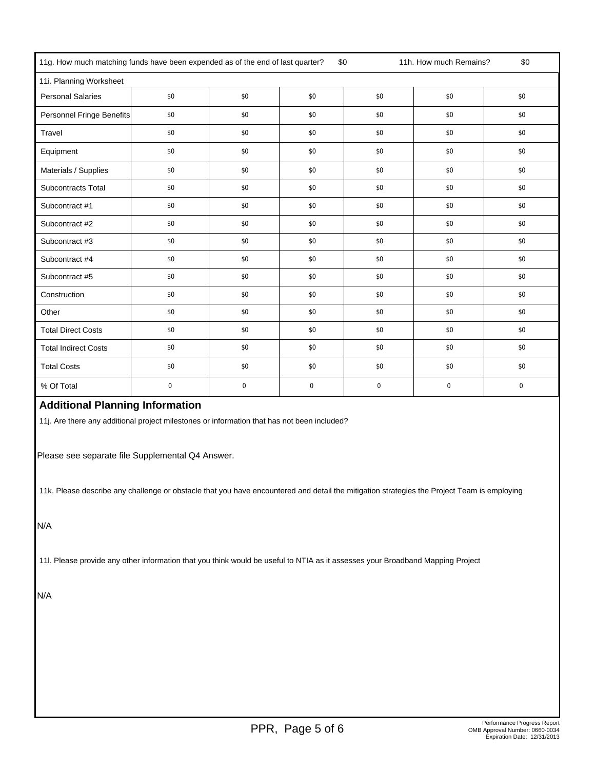11g. How much matching funds have been expended as of the end of last quarter? $0 11h. How much Remains? $0

| 11i. Planning Worksheet | | | | | | |
|---|---|---|---|---|---|---|
| Personal Salaries | $0 | $0 | $0 | $0 | $0 | $0 |
| Personnel Fringe Benefits | $0 | $0 | $0 | $0 | $0 | $0 |
| Travel | $0 | $0 | $0 | $0 | $0 | $0 |
| Equipment | $0 | $0 | $0 | $0 | $0 | $0 |
| Materials / Supplies | $0 | $0 | $0 | $0 | $0 | $0 |
| Subcontracts Total | $0 | $0 | $0 | $0 | $0 | $0 |
| Subcontract #1 | $0 | $0 | $0 | $0 | $0 | $0 |
| Subcontract #2 | $0 | $0 | $0 | $0 | $0 | $0 |
| Subcontract #3 | $0 | $0 | $0 | $0 | $0 | $0 |
| Subcontract #4 | $0 | $0 | $0 | $0 | $0 | $0 |
| Subcontract #5 | $0 | $0 | $0 | $0 | $0 | $0 |
| Construction | $0 | $0 | $0 | $0 | $0 | $0 |
| Other | $0 | $0 | $0 | $0 | $0 | $0 |
| Total Direct Costs | $0 | $0 | $0 | $0 | $0 | $0 |
| Total Indirect Costs | $0 | $0 | $0 | $0 | $0 | $0 |
| Total Costs | $0 | $0 | $0 | $0 | $0 | $0 |
| % Of Total | 0 | 0 | 0 | 0 | 0 | 0 |

## Additional Planning Information

11j. Are there any additional project milestones or information that has not been included?

Please see separate file Supplemental Q4 Answer.

11k. Please describe any challenge or obstacle that you have encountered and detail the mitigation strategies the Project Team is employing

N/A

11l. Please provide any other information that you think would be useful to NTIA as it assesses your Broadband Mapping Project

N/A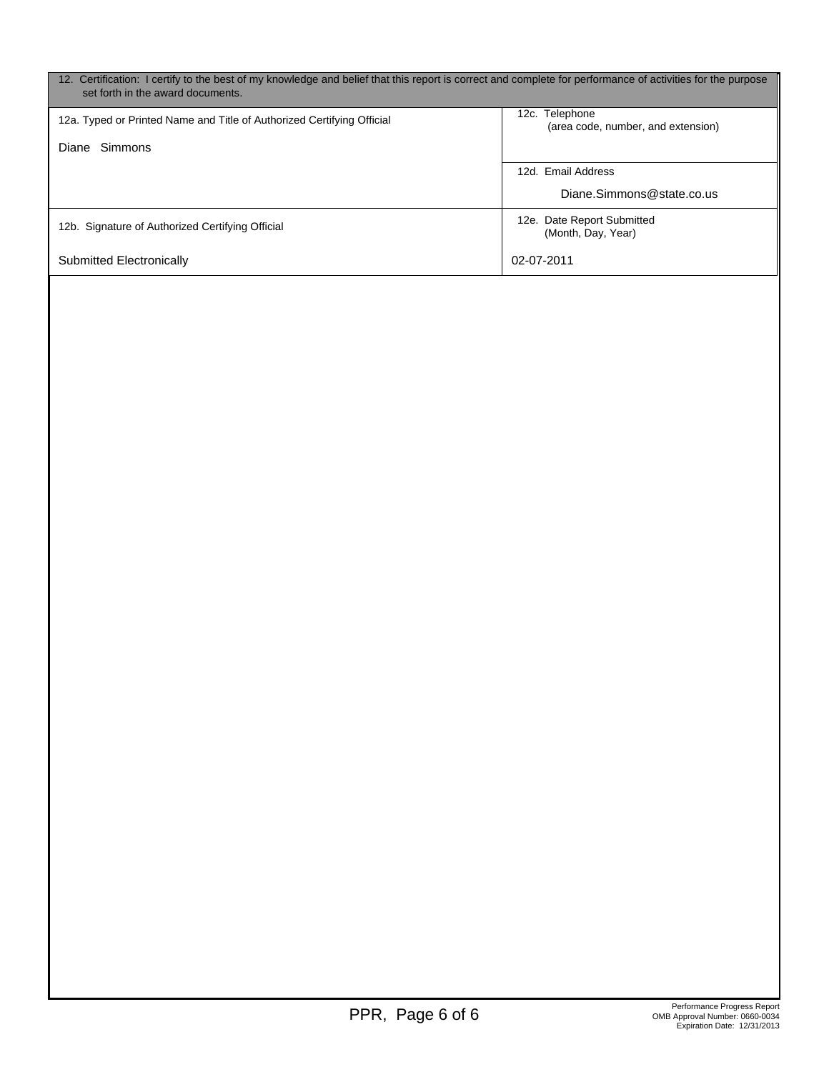| 12. Certification: I certify to the best of my knowledge and belief that this report is correct and complete for performance of activities for the purpose set forth in the award documents. | |
|---|---|
| 12a. Typed or Printed Name and Title of Authorized Certifying Official<br><br>Diane Simmons | 12c. Telephone (area code, number, and extension)<br><br>12d. Email Address<br><br>Diane.Simmons@state.co.us |
| 12b. Signature of Authorized Certifying Official<br><br>Submitted Electronically | 12e. Date Report Submitted (Month, Day, Year)<br><br>02-07-2011 |

Performance Progress Report
OMB Approval Number: 0660-0034
Expiration Date: 12/31/2013